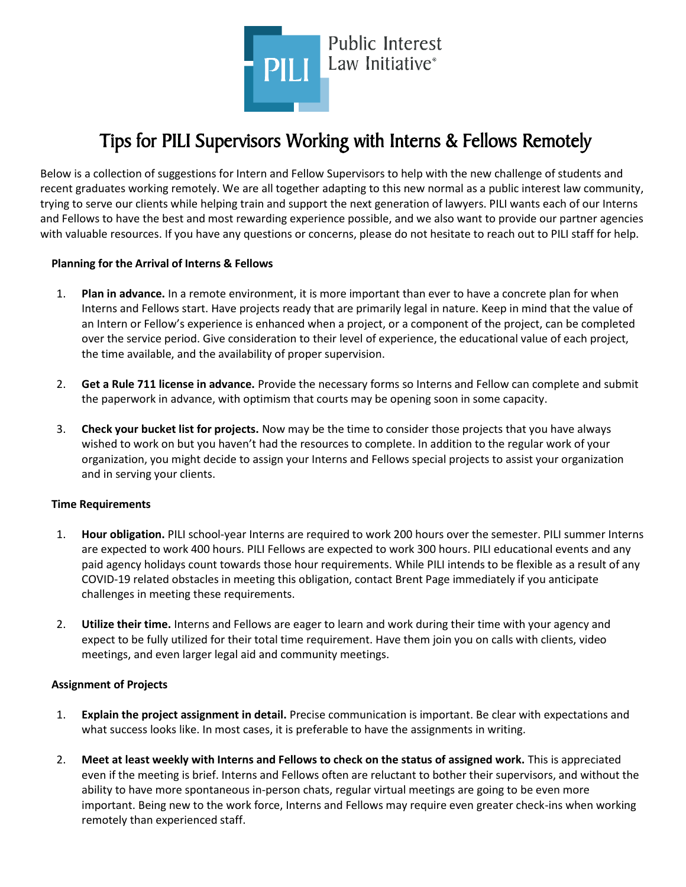Public Interest Law Initiative®

# Tips for PILI Supervisors Working with Interns & Fellows Remotely

Below is a collection of suggestions for Intern and Fellow Supervisors to help with the new challenge of students and recent graduates working remotely. We are all together adapting to this new normal as a public interest law community, trying to serve our clients while helping train and support the next generation of lawyers. PILI wants each of our Interns and Fellows to have the best and most rewarding experience possible, and we also want to provide our partner agencies with valuable resources. If you have any questions or concerns, please do not hesitate to reach out to PILI staff for help.

### Planning for the Arrival of Interns & Fellows

1. **Plan in advance.** In a remote environment, it is more important than ever to have a concrete plan for when Interns and Fellows start. Have projects ready that are primarily legal in nature. Keep in mind that the value of an Intern or Fellow's experience is enhanced when a project, or a component of the project, can be completed over the service period. Give consideration to their level of experience, the educational value of each project, the time available, and the availability of proper supervision.

2. **Get a Rule 711 license in advance.** Provide the necessary forms so Interns and Fellow can complete and submit the paperwork in advance, with optimism that courts may be opening soon in some capacity.

3. **Check your bucket list for projects.** Now may be the time to consider those projects that you have always wished to work on but you haven't had the resources to complete. In addition to the regular work of your organization, you might decide to assign your Interns and Fellows special projects to assist your organization and in serving your clients.

### Time Requirements

1. **Hour obligation.** PILI school-year Interns are required to work 200 hours over the semester. PILI summer Interns are expected to work 400 hours. PILI Fellows are expected to work 300 hours. PILI educational events and any paid agency holidays count towards those hour requirements. While PILI intends to be flexible as a result of any COVID-19 related obstacles in meeting this obligation, contact Brent Page immediately if you anticipate challenges in meeting these requirements.

2. **Utilize their time.** Interns and Fellows are eager to learn and work during their time with your agency and expect to be fully utilized for their total time requirement. Have them join you on calls with clients, video meetings, and even larger legal aid and community meetings.

### Assignment of Projects

1. **Explain the project assignment in detail.** Precise communication is important. Be clear with expectations and what success looks like. In most cases, it is preferable to have the assignments in writing.

2. **Meet at least weekly with Interns and Fellows to check on the status of assigned work.** This is appreciated even if the meeting is brief. Interns and Fellows often are reluctant to bother their supervisors, and without the ability to have more spontaneous in-person chats, regular virtual meetings are going to be even more important. Being new to the work force, Interns and Fellows may require even greater check-ins when working remotely than experienced staff.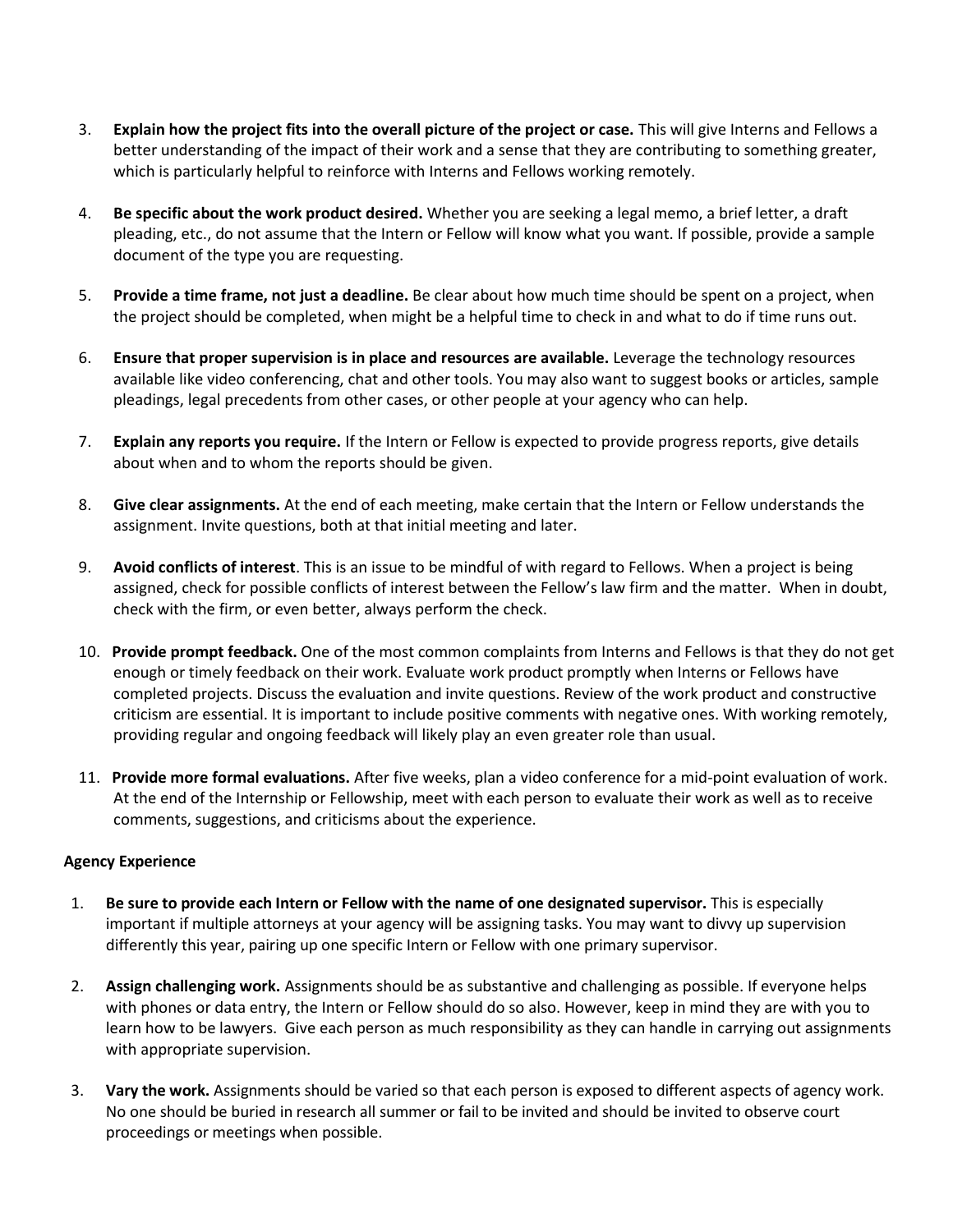3. **Explain how the project fits into the overall picture of the project or case.** This will give Interns and Fellows a better understanding of the impact of their work and a sense that they are contributing to something greater, which is particularly helpful to reinforce with Interns and Fellows working remotely.

4. **Be specific about the work product desired.** Whether you are seeking a legal memo, a brief letter, a draft pleading, etc., do not assume that the Intern or Fellow will know what you want. If possible, provide a sample document of the type you are requesting.

5. **Provide a time frame, not just a deadline.** Be clear about how much time should be spent on a project, when the project should be completed, when might be a helpful time to check in and what to do if time runs out.

6. **Ensure that proper supervision is in place and resources are available.** Leverage the technology resources available like video conferencing, chat and other tools. You may also want to suggest books or articles, sample pleadings, legal precedents from other cases, or other people at your agency who can help.

7. **Explain any reports you require.** If the Intern or Fellow is expected to provide progress reports, give details about when and to whom the reports should be given.

8. **Give clear assignments.** At the end of each meeting, make certain that the Intern or Fellow understands the assignment. Invite questions, both at that initial meeting and later.

9. **Avoid conflicts of interest**. This is an issue to be mindful of with regard to Fellows. When a project is being assigned, check for possible conflicts of interest between the Fellow's law firm and the matter. When in doubt, check with the firm, or even better, always perform the check.

10. **Provide prompt feedback.** One of the most common complaints from Interns and Fellows is that they do not get enough or timely feedback on their work. Evaluate work product promptly when Interns or Fellows have completed projects. Discuss the evaluation and invite questions. Review of the work product and constructive criticism are essential. It is important to include positive comments with negative ones. With working remotely, providing regular and ongoing feedback will likely play an even greater role than usual.

11. **Provide more formal evaluations.** After five weeks, plan a video conference for a mid-point evaluation of work. At the end of the Internship or Fellowship, meet with each person to evaluate their work as well as to receive comments, suggestions, and criticisms about the experience.

**Agency Experience**

1. **Be sure to provide each Intern or Fellow with the name of one designated supervisor.** This is especially important if multiple attorneys at your agency will be assigning tasks. You may want to divvy up supervision differently this year, pairing up one specific Intern or Fellow with one primary supervisor.

2. **Assign challenging work.** Assignments should be as substantive and challenging as possible. If everyone helps with phones or data entry, the Intern or Fellow should do so also. However, keep in mind they are with you to learn how to be lawyers. Give each person as much responsibility as they can handle in carrying out assignments with appropriate supervision.

3. **Vary the work.** Assignments should be varied so that each person is exposed to different aspects of agency work. No one should be buried in research all summer or fail to be invited and should be invited to observe court proceedings or meetings when possible.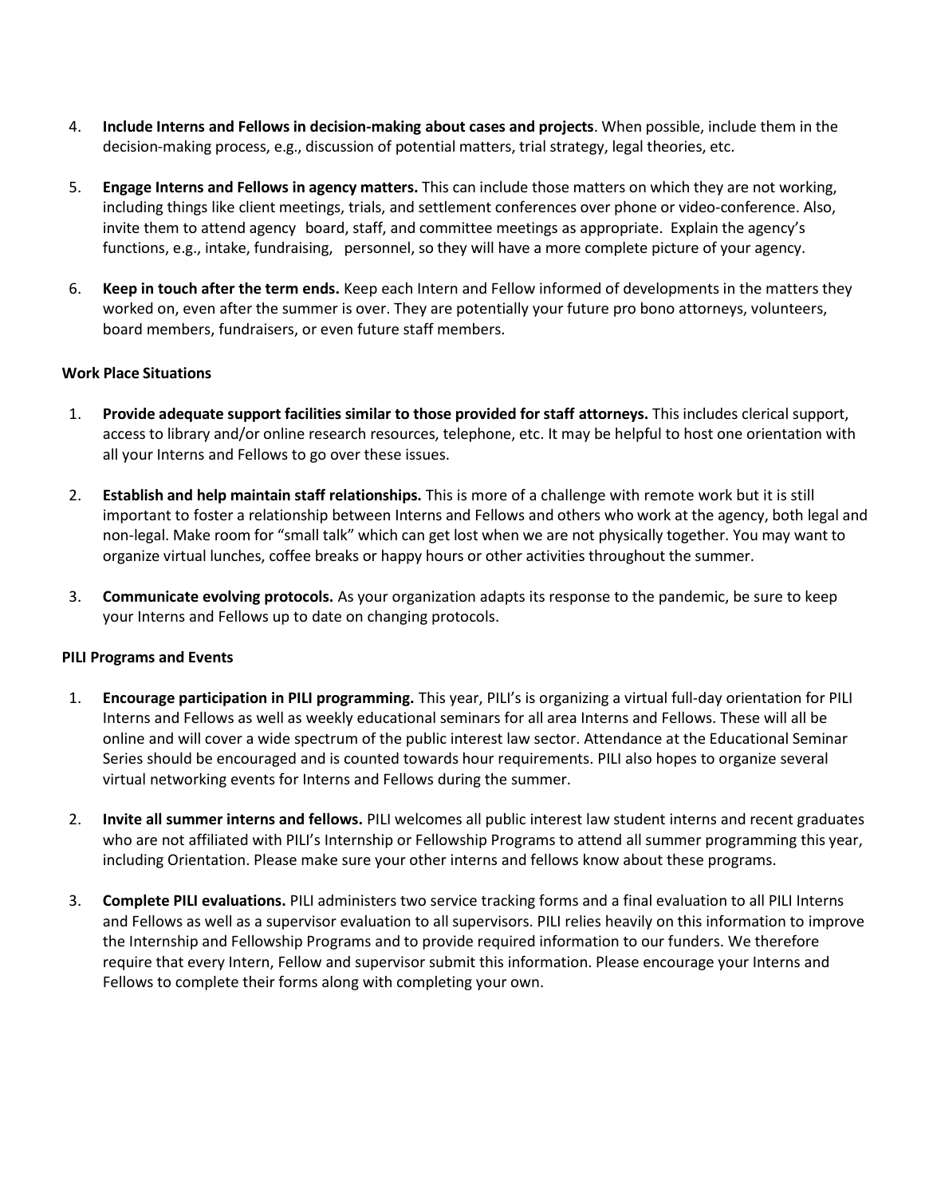4. **Include Interns and Fellows in decision-making about cases and projects**. When possible, include them in the decision-making process, e.g., discussion of potential matters, trial strategy, legal theories, etc.

5. **Engage Interns and Fellows in agency matters.** This can include those matters on which they are not working, including things like client meetings, trials, and settlement conferences over phone or video-conference. Also, invite them to attend agency board, staff, and committee meetings as appropriate. Explain the agency's functions, e.g., intake, fundraising, personnel, so they will have a more complete picture of your agency.

6. **Keep in touch after the term ends.** Keep each Intern and Fellow informed of developments in the matters they worked on, even after the summer is over. They are potentially your future pro bono attorneys, volunteers, board members, fundraisers, or even future staff members.

**Work Place Situations**

1. **Provide adequate support facilities similar to those provided for staff attorneys.** This includes clerical support, access to library and/or online research resources, telephone, etc. It may be helpful to host one orientation with all your Interns and Fellows to go over these issues.

2. **Establish and help maintain staff relationships.** This is more of a challenge with remote work but it is still important to foster a relationship between Interns and Fellows and others who work at the agency, both legal and non-legal. Make room for "small talk" which can get lost when we are not physically together. You may want to organize virtual lunches, coffee breaks or happy hours or other activities throughout the summer.

3. **Communicate evolving protocols.** As your organization adapts its response to the pandemic, be sure to keep your Interns and Fellows up to date on changing protocols.

**PILI Programs and Events**

1. **Encourage participation in PILI programming.** This year, PILI's is organizing a virtual full-day orientation for PILI Interns and Fellows as well as weekly educational seminars for all area Interns and Fellows. These will all be online and will cover a wide spectrum of the public interest law sector. Attendance at the Educational Seminar Series should be encouraged and is counted towards hour requirements. PILI also hopes to organize several virtual networking events for Interns and Fellows during the summer.

2. **Invite all summer interns and fellows.** PILI welcomes all public interest law student interns and recent graduates who are not affiliated with PILI's Internship or Fellowship Programs to attend all summer programming this year, including Orientation. Please make sure your other interns and fellows know about these programs.

3. **Complete PILI evaluations.** PILI administers two service tracking forms and a final evaluation to all PILI Interns and Fellows as well as a supervisor evaluation to all supervisors. PILI relies heavily on this information to improve the Internship and Fellowship Programs and to provide required information to our funders. We therefore require that every Intern, Fellow and supervisor submit this information. Please encourage your Interns and Fellows to complete their forms along with completing your own.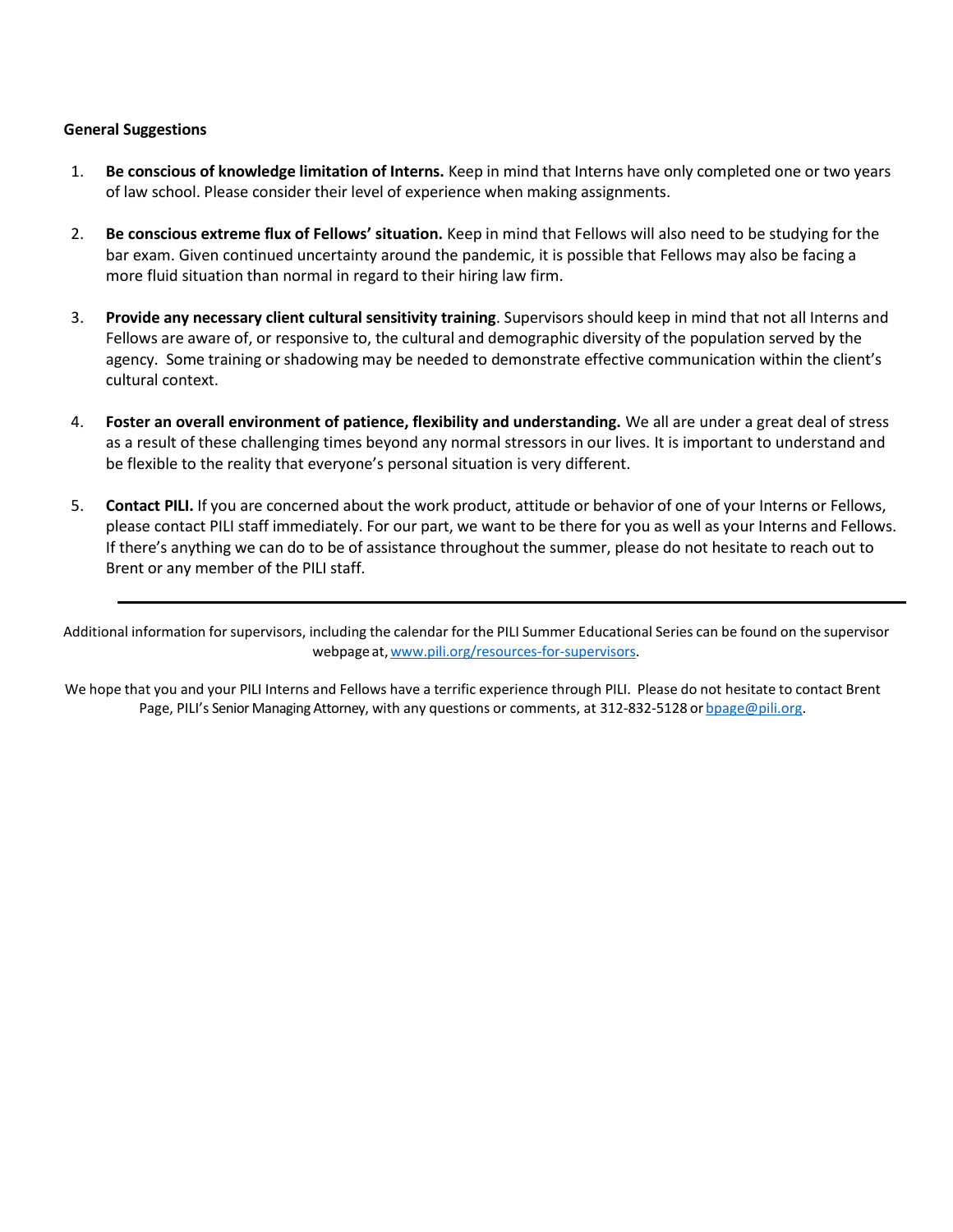**General Suggestions**

1. **Be conscious of knowledge limitation of Interns.** Keep in mind that Interns have only completed one or two years of law school. Please consider their level of experience when making assignments.

2. **Be conscious extreme flux of Fellows' situation.** Keep in mind that Fellows will also need to be studying for the bar exam. Given continued uncertainty around the pandemic, it is possible that Fellows may also be facing a more fluid situation than normal in regard to their hiring law firm.

3. **Provide any necessary client cultural sensitivity training**. Supervisors should keep in mind that not all Interns and Fellows are aware of, or responsive to, the cultural and demographic diversity of the population served by the agency. Some training or shadowing may be needed to demonstrate effective communication within the client's cultural context.

4. **Foster an overall environment of patience, flexibility and understanding.** We all are under a great deal of stress as a result of these challenging times beyond any normal stressors in our lives. It is important to understand and be flexible to the reality that everyone's personal situation is very different.

5. **Contact PILI.** If you are concerned about the work product, attitude or behavior of one of your Interns or Fellows, please contact PILI staff immediately. For our part, we want to be there for you as well as your Interns and Fellows. If there's anything we can do to be of assistance throughout the summer, please do not hesitate to reach out to Brent or any member of the PILI staff.

---

Additional information for supervisors, including the calendar for the PILI Summer Educational Series can be found on the supervisor webpage at, [www.pili.org/resources-for-supervisors](http://www.pili.org/resources-for-supervisors).

We hope that you and your PILI Interns and Fellows have a terrific experience through PILI. Please do not hesitate to contact Brent Page, PILI's Senior Managing Attorney, with any questions or comments, at 312-832-5128 or [bpage@pili.org](mailto:bpage@pili.org).